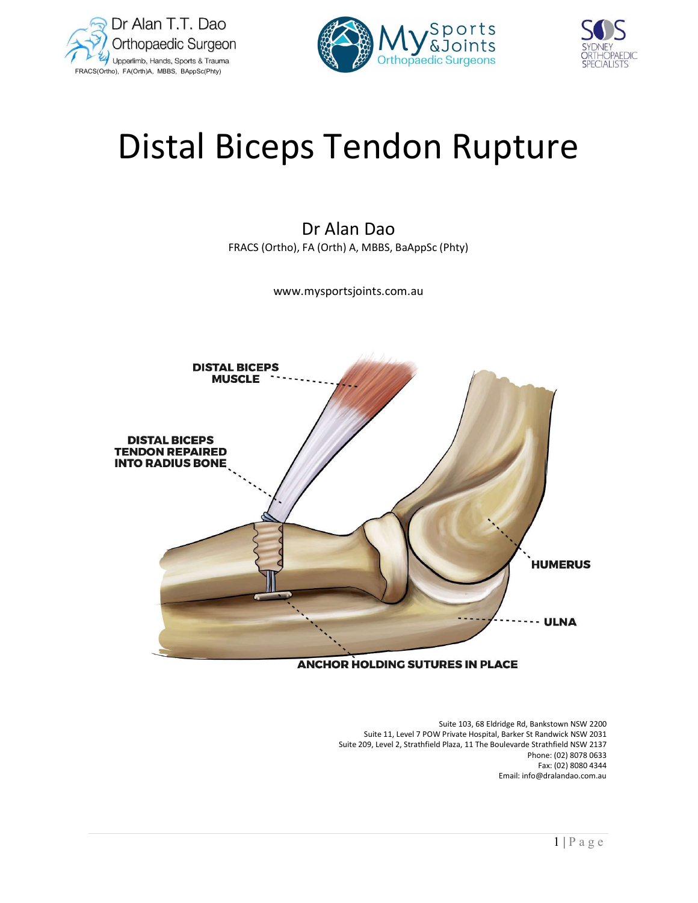Dr Alan T.T. Dao
Orthopaedic Surgeon
Upperlimb, Hands, Sports & Trauma
FRACS(Ortho), FA(Orth)A, MBBS, BAppSc(Phty)

My Sports &Joints Orthopaedic Surgeons

SYDNEY ORTHOPAEDIC SPECIALISTS

# Distal Biceps Tendon Rupture

Dr Alan Dao

FRACS (Ortho), FA (Orth) A, MBBS, BaAppSc (Phty)

www.mysportsjoints.com.au

DISTAL BICEPS MUSCLE

DISTAL BICEPS TENDON REPAIRED INTO RADIUS BONE

HUMERUS

ULNA

ANCHOR HOLDING SUTURES IN PLACE

Suite 103, 68 Eldridge Rd, Bankstown NSW 2200
Suite 11, Level 7 POW Private Hospital, Barker St Randwick NSW 2031
Suite 209, Level 2, Strathfield Plaza, 11 The Boulevarde Strathfield NSW 2137
Phone: (02) 8078 0633
Fax: (02) 8080 4344
Email: info@dralandao.com.au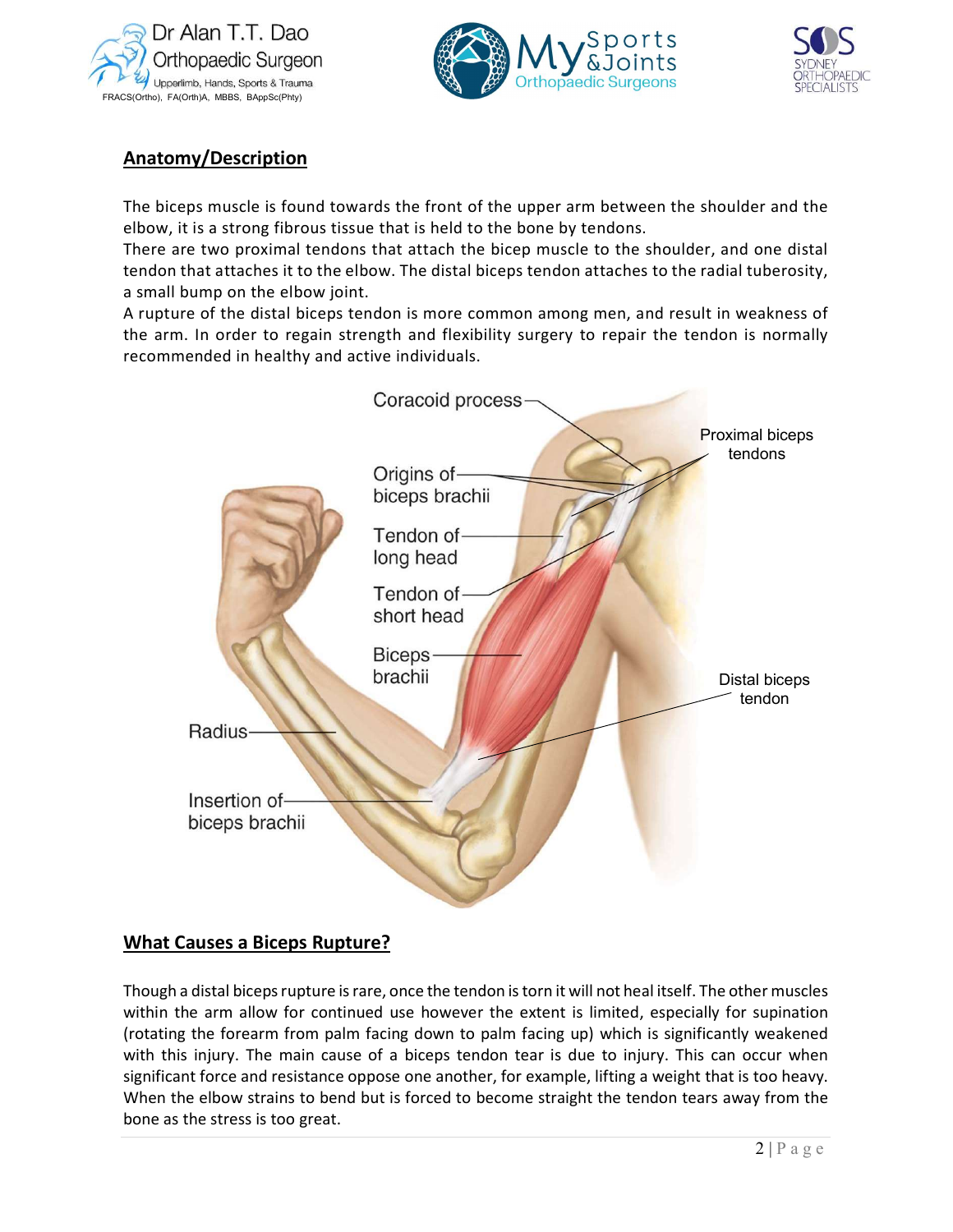## Anatomy/Description

The biceps muscle is found towards the front of the upper arm between the shoulder and the elbow, it is a strong fibrous tissue that is held to the bone by tendons.
There are two proximal tendons that attach the bicep muscle to the shoulder, and one distal tendon that attaches it to the elbow. The distal biceps tendon attaches to the radial tuberosity, a small bump on the elbow joint.
A rupture of the distal biceps tendon is more common among men, and result in weakness of the arm. In order to regain strength and flexibility surgery to repair the tendon is normally recommended in healthy and active individuals.

## What Causes a Biceps Rupture?

Though a distal biceps rupture is rare, once the tendon is torn it will not heal itself. The other muscles within the arm allow for continued use however the extent is limited, especially for supination (rotating the forearm from palm facing down to palm facing up) which is significantly weakened with this injury. The main cause of a biceps tendon tear is due to injury. This can occur when significant force and resistance oppose one another, for example, lifting a weight that is too heavy. When the elbow strains to bend but is forced to become straight the tendon tears away from the bone as the stress is too great.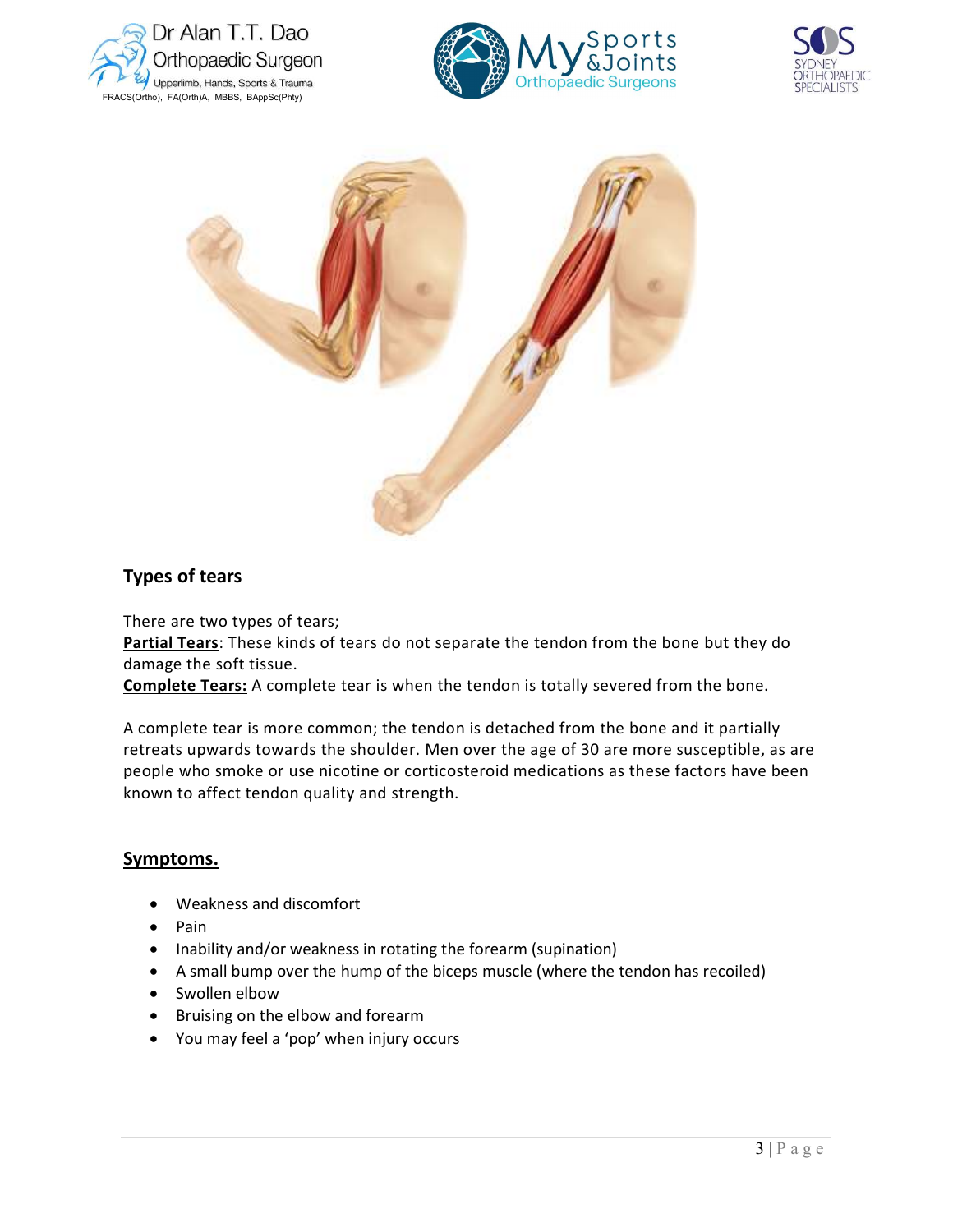## Types of tears

There are two types of tears;
**Partial Tears**: These kinds of tears do not separate the tendon from the bone but they do damage the soft tissue.
**Complete Tears:** A complete tear is when the tendon is totally severed from the bone.

A complete tear is more common; the tendon is detached from the bone and it partially retreats upwards towards the shoulder. Men over the age of 30 are more susceptible, as are people who smoke or use nicotine or corticosteroid medications as these factors have been known to affect tendon quality and strength.

## Symptoms.

- Weakness and discomfort
- Pain
- Inability and/or weakness in rotating the forearm (supination)
- A small bump over the hump of the biceps muscle (where the tendon has recoiled)
- Swollen elbow
- Bruising on the elbow and forearm
- You may feel a 'pop' when injury occurs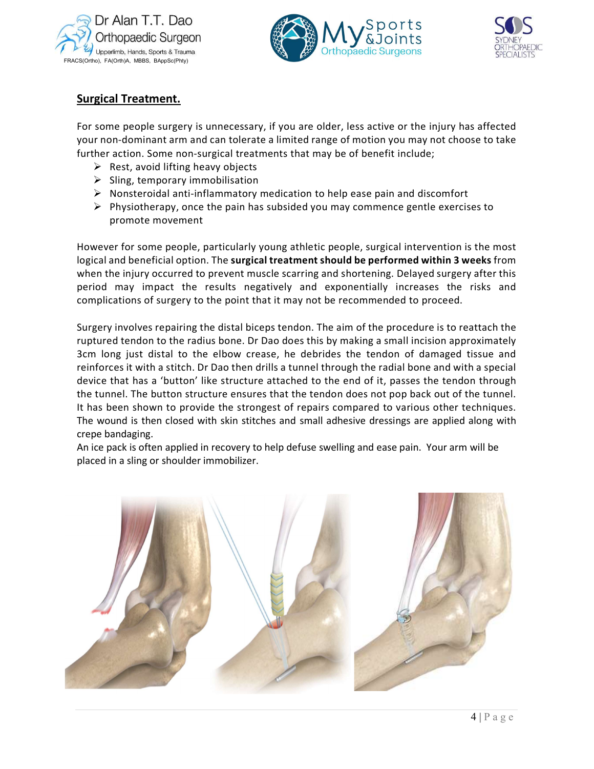## Surgical Treatment.

For some people surgery is unnecessary, if you are older, less active or the injury has affected your non-dominant arm and can tolerate a limited range of motion you may not choose to take further action. Some non-surgical treatments that may be of benefit include;

- Rest, avoid lifting heavy objects
- Sling, temporary immobilisation
- Nonsteroidal anti-inflammatory medication to help ease pain and discomfort
- Physiotherapy, once the pain has subsided you may commence gentle exercises to promote movement

However for some people, particularly young athletic people, surgical intervention is the most logical and beneficial option. The **surgical treatment should be performed within 3 weeks** from when the injury occurred to prevent muscle scarring and shortening. Delayed surgery after this period may impact the results negatively and exponentially increases the risks and complications of surgery to the point that it may not be recommended to proceed.

Surgery involves repairing the distal biceps tendon. The aim of the procedure is to reattach the ruptured tendon to the radius bone. Dr Dao does this by making a small incision approximately 3cm long just distal to the elbow crease, he debrides the tendon of damaged tissue and reinforces it with a stitch. Dr Dao then drills a tunnel through the radial bone and with a special device that has a 'button' like structure attached to the end of it, passes the tendon through the tunnel. The button structure ensures that the tendon does not pop back out of the tunnel. It has been shown to provide the strongest of repairs compared to various other techniques. The wound is then closed with skin stitches and small adhesive dressings are applied along with crepe bandaging.
An ice pack is often applied in recovery to help defuse swelling and ease pain. Your arm will be placed in a sling or shoulder immobilizer.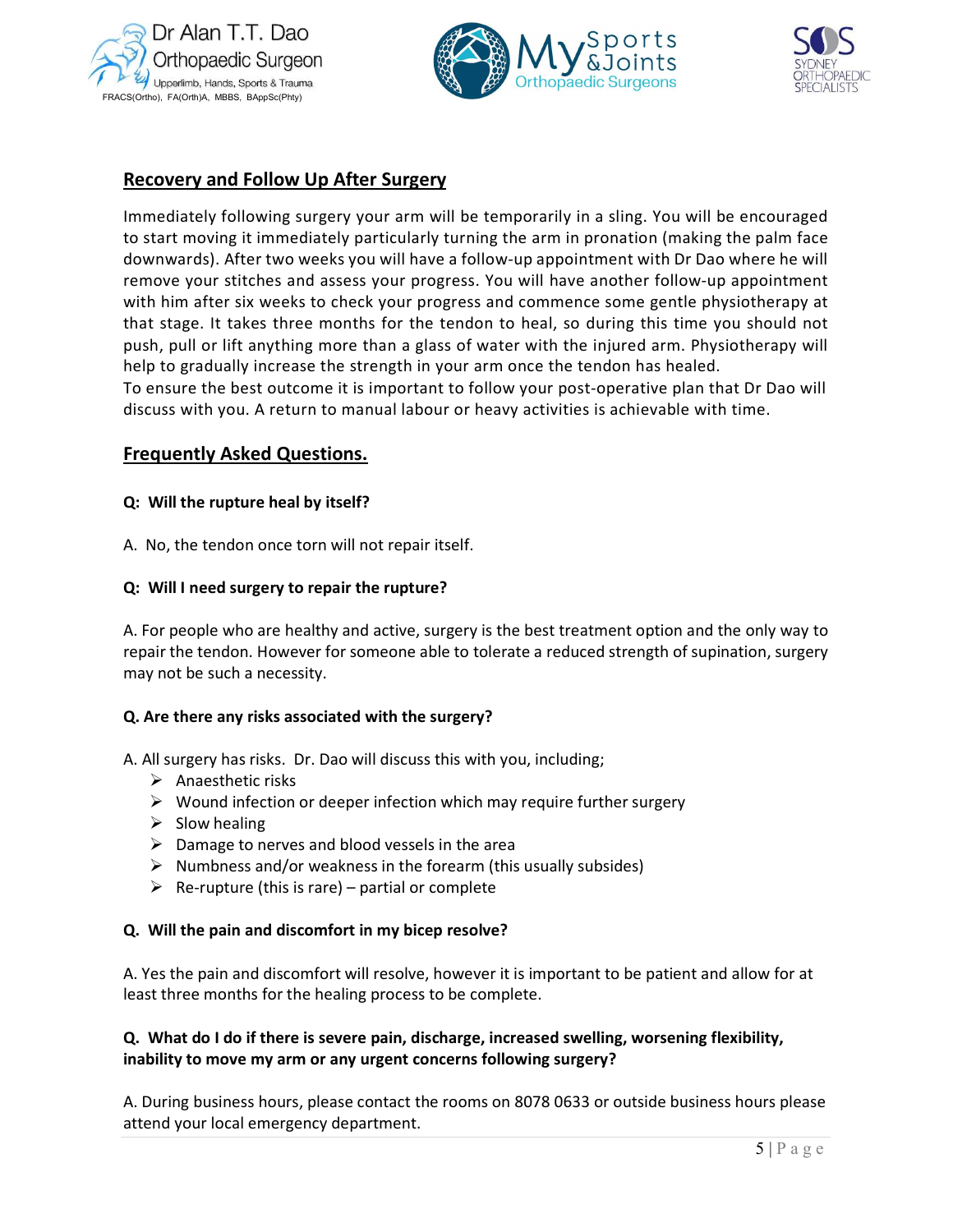## Recovery and Follow Up After Surgery

Immediately following surgery your arm will be temporarily in a sling. You will be encouraged to start moving it immediately particularly turning the arm in pronation (making the palm face downwards). After two weeks you will have a follow-up appointment with Dr Dao where he will remove your stitches and assess your progress. You will have another follow-up appointment with him after six weeks to check your progress and commence some gentle physiotherapy at that stage. It takes three months for the tendon to heal, so during this time you should not push, pull or lift anything more than a glass of water with the injured arm. Physiotherapy will help to gradually increase the strength in your arm once the tendon has healed.

To ensure the best outcome it is important to follow your post-operative plan that Dr Dao will discuss with you. A return to manual labour or heavy activities is achievable with time.

## Frequently Asked Questions.

**Q: Will the rupture heal by itself?**

A. No, the tendon once torn will not repair itself.

**Q: Will I need surgery to repair the rupture?**

A. For people who are healthy and active, surgery is the best treatment option and the only way to repair the tendon. However for someone able to tolerate a reduced strength of supination, surgery may not be such a necessity.

**Q. Are there any risks associated with the surgery?**

A. All surgery has risks. Dr. Dao will discuss this with you, including;

- Anaesthetic risks
- Wound infection or deeper infection which may require further surgery
- Slow healing
- Damage to nerves and blood vessels in the area
- Numbness and/or weakness in the forearm (this usually subsides)
- Re-rupture (this is rare) – partial or complete

**Q. Will the pain and discomfort in my bicep resolve?**

A. Yes the pain and discomfort will resolve, however it is important to be patient and allow for at least three months for the healing process to be complete.

**Q. What do I do if there is severe pain, discharge, increased swelling, worsening flexibility, inability to move my arm or any urgent concerns following surgery?**

A. During business hours, please contact the rooms on 8078 0633 or outside business hours please attend your local emergency department.